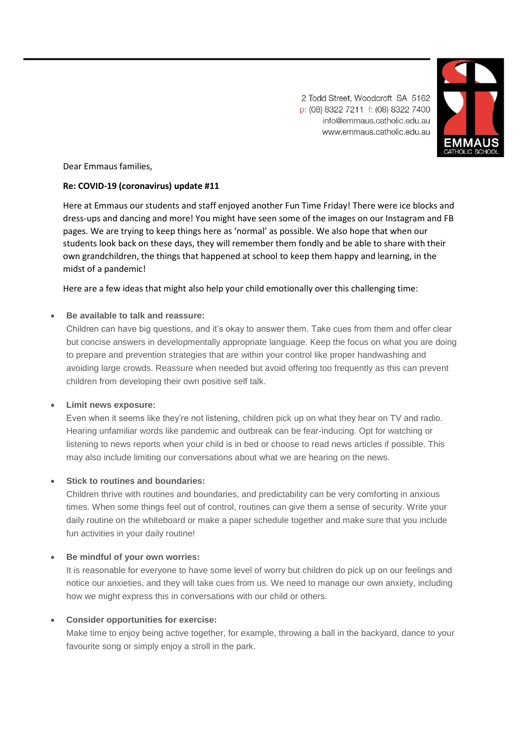2 Todd Street, Woodcroft SA 5162
p: (08) 8322 7211 f: (08) 8322 7400
info@emmaus.catholic.edu.au
www.emmaus.catholic.edu.au

EMMAUS CATHOLIC SCHOOL

Dear Emmaus families,

**Re: COVID-19 (coronavirus) update #11**

Here at Emmaus our students and staff enjoyed another Fun Time Friday! There were ice blocks and dress-ups and dancing and more! You might have seen some of the images on our Instagram and FB pages. We are trying to keep things here as 'normal' as possible. We also hope that when our students look back on these days, they will remember them fondly and be able to share with their own grandchildren, the things that happened at school to keep them happy and learning, in the midst of a pandemic!

Here are a few ideas that might also help your child emotionally over this challenging time:

- **Be available to talk and reassure:**
  Children can have big questions, and it's okay to answer them. Take cues from them and offer clear but concise answers in developmentally appropriate language. Keep the focus on what you are doing to prepare and prevention strategies that are within your control like proper handwashing and avoiding large crowds. Reassure when needed but avoid offering too frequently as this can prevent children from developing their own positive self talk.

- **Limit news exposure:**
  Even when it seems like they're not listening, children pick up on what they hear on TV and radio. Hearing unfamiliar words like pandemic and outbreak can be fear-inducing. Opt for watching or listening to news reports when your child is in bed or choose to read news articles if possible. This may also include limiting our conversations about what we are hearing on the news.

- **Stick to routines and boundaries:**
  Children thrive with routines and boundaries, and predictability can be very comforting in anxious times. When some things feel out of control, routines can give them a sense of security. Write your daily routine on the whiteboard or make a paper schedule together and make sure that you include fun activities in your daily routine!

- **Be mindful of your own worries:**
  It is reasonable for everyone to have some level of worry but children do pick up on our feelings and notice our anxieties, and they will take cues from us. We need to manage our own anxiety, including how we might express this in conversations with our child or others.

- **Consider opportunities for exercise:**
  Make time to enjoy being active together, for example, throwing a ball in the backyard, dance to your favourite song or simply enjoy a stroll in the park.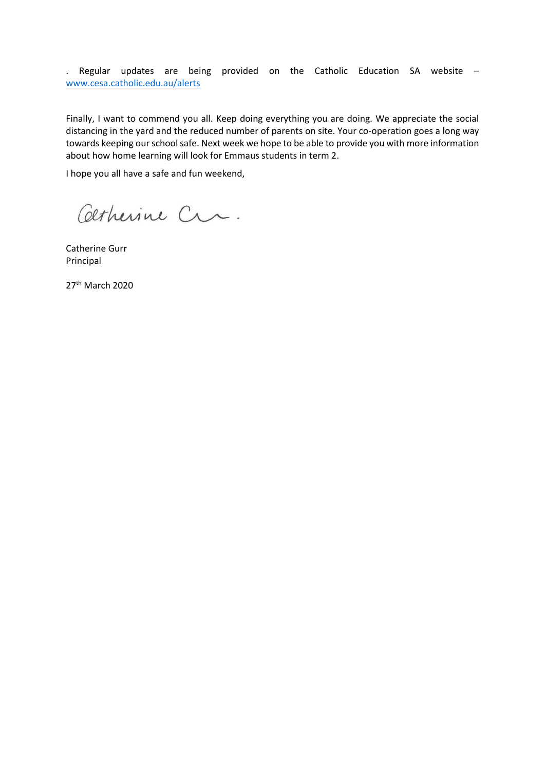. Regular updates are being provided on the Catholic Education SA website – www.cesa.catholic.edu.au/alerts

Finally, I want to commend you all. Keep doing everything you are doing. We appreciate the social distancing in the yard and the reduced number of parents on site. Your co-operation goes a long way towards keeping our school safe. Next week we hope to be able to provide you with more information about how home learning will look for Emmaus students in term 2.

I hope you all have a safe and fun weekend,

Catherine Gurr
Principal

27th March 2020